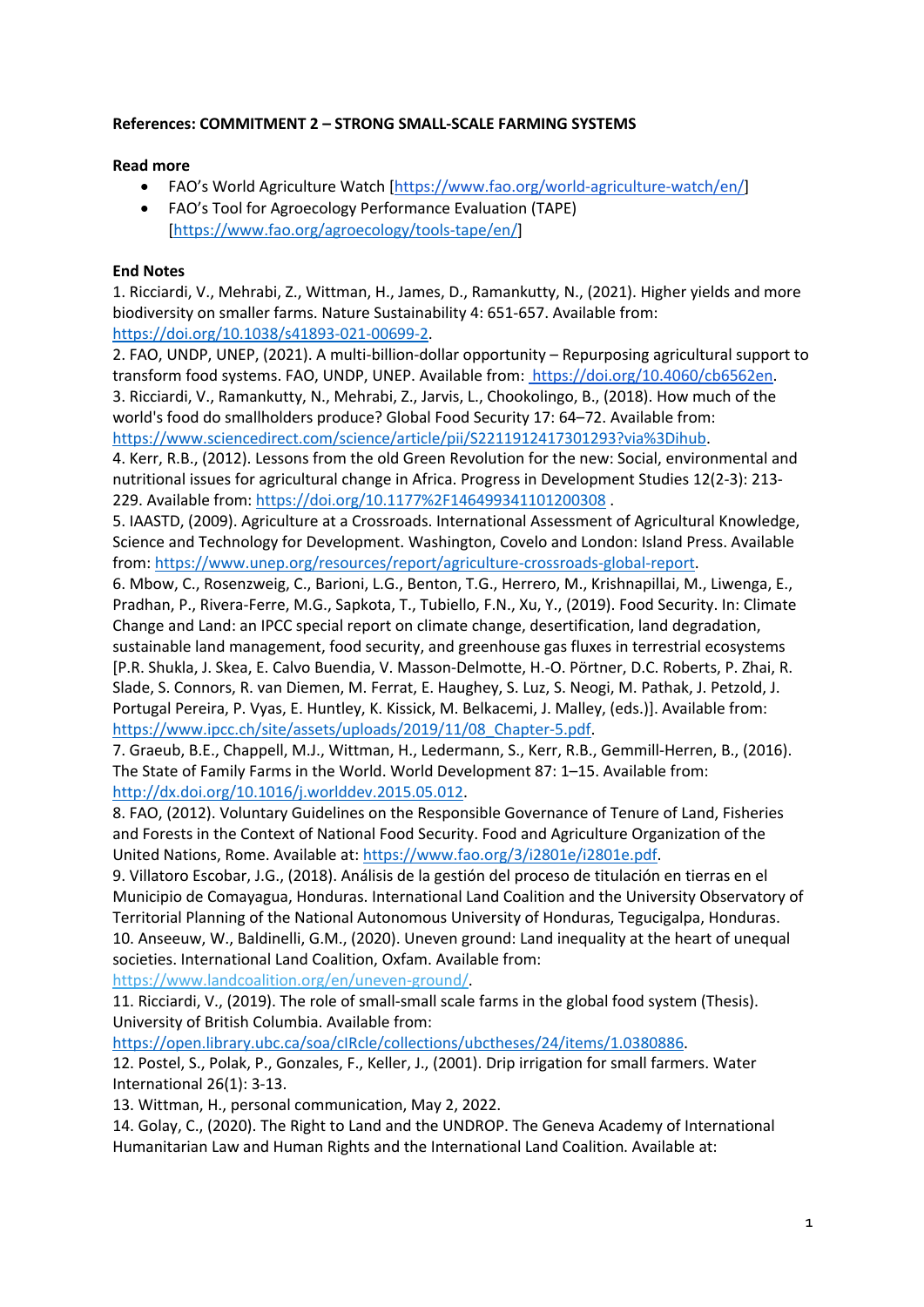**References: COMMITMENT 2 – STRONG SMALL-SCALE FARMING SYSTEMS**

**Read more**

- FAO's World Agriculture Watch [https://www.fao.org/world-agriculture-watch/en/]
- FAO's Tool for Agroecology Performance Evaluation (TAPE) [https://www.fao.org/agroecology/tools-tape/en/]

**End Notes**

1. Ricciardi, V., Mehrabi, Z., Wittman, H., James, D., Ramankutty, N., (2021). Higher yields and more biodiversity on smaller farms. Nature Sustainability 4: 651-657. Available from: https://doi.org/10.1038/s41893-021-00699-2.
2. FAO, UNDP, UNEP, (2021). A multi-billion-dollar opportunity – Repurposing agricultural support to transform food systems. FAO, UNDP, UNEP. Available from: https://doi.org/10.4060/cb6562en.
3. Ricciardi, V., Ramankutty, N., Mehrabi, Z., Jarvis, L., Chookolingo, B., (2018). How much of the world's food do smallholders produce? Global Food Security 17: 64–72. Available from: https://www.sciencedirect.com/science/article/pii/S2211912417301293?via%3Dihub.
4. Kerr, R.B., (2012). Lessons from the old Green Revolution for the new: Social, environmental and nutritional issues for agricultural change in Africa. Progress in Development Studies 12(2-3): 213-229. Available from: https://doi.org/10.1177%2F146499341101200308 .
5. IAASTD, (2009). Agriculture at a Crossroads. International Assessment of Agricultural Knowledge, Science and Technology for Development. Washington, Covelo and London: Island Press. Available from: https://www.unep.org/resources/report/agriculture-crossroads-global-report.
6. Mbow, C., Rosenzweig, C., Barioni, L.G., Benton, T.G., Herrero, M., Krishnapillai, M., Liwenga, E., Pradhan, P., Rivera-Ferre, M.G., Sapkota, T., Tubiello, F.N., Xu, Y., (2019). Food Security. In: Climate Change and Land: an IPCC special report on climate change, desertification, land degradation, sustainable land management, food security, and greenhouse gas fluxes in terrestrial ecosystems [P.R. Shukla, J. Skea, E. Calvo Buendia, V. Masson-Delmotte, H.-O. Pörtner, D.C. Roberts, P. Zhai, R. Slade, S. Connors, R. van Diemen, M. Ferrat, E. Haughey, S. Luz, S. Neogi, M. Pathak, J. Petzold, J. Portugal Pereira, P. Vyas, E. Huntley, K. Kissick, M. Belkacemi, J. Malley, (eds.)]. Available from: https://www.ipcc.ch/site/assets/uploads/2019/11/08_Chapter-5.pdf.
7. Graeub, B.E., Chappell, M.J., Wittman, H., Ledermann, S., Kerr, R.B., Gemmill-Herren, B., (2016). The State of Family Farms in the World. World Development 87: 1–15. Available from: http://dx.doi.org/10.1016/j.worlddev.2015.05.012.
8. FAO, (2012). Voluntary Guidelines on the Responsible Governance of Tenure of Land, Fisheries and Forests in the Context of National Food Security. Food and Agriculture Organization of the United Nations, Rome. Available at: https://www.fao.org/3/i2801e/i2801e.pdf.
9. Villatoro Escobar, J.G., (2018). Análisis de la gestión del proceso de titulación en tierras en el Municipio de Comayagua, Honduras. International Land Coalition and the University Observatory of Territorial Planning of the National Autonomous University of Honduras, Tegucigalpa, Honduras.
10. Anseeuw, W., Baldinelli, G.M., (2020). Uneven ground: Land inequality at the heart of unequal societies. International Land Coalition, Oxfam. Available from: https://www.landcoalition.org/en/uneven-ground/.
11. Ricciardi, V., (2019). The role of small-small scale farms in the global food system (Thesis). University of British Columbia. Available from: https://open.library.ubc.ca/soa/cIRcle/collections/ubctheses/24/items/1.0380886.
12. Postel, S., Polak, P., Gonzales, F., Keller, J., (2001). Drip irrigation for small farmers. Water International 26(1): 3-13.
13. Wittman, H., personal communication, May 2, 2022.
14. Golay, C., (2020). The Right to Land and the UNDROP. The Geneva Academy of International Humanitarian Law and Human Rights and the International Land Coalition. Available at: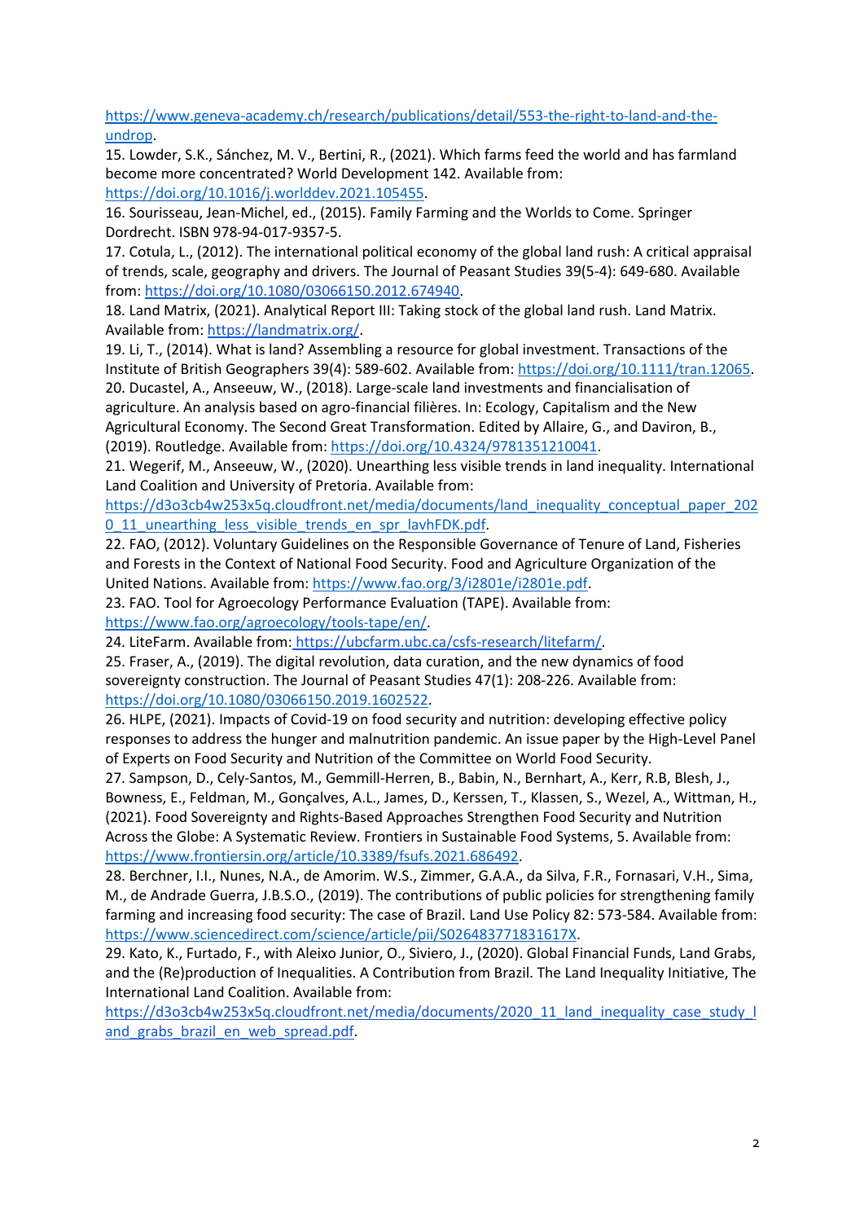https://www.geneva-academy.ch/research/publications/detail/553-the-right-to-land-and-the-undrop.

15. Lowder, S.K., Sánchez, M. V., Bertini, R., (2021). Which farms feed the world and has farmland become more concentrated? World Development 142. Available from: https://doi.org/10.1016/j.worlddev.2021.105455.

16. Sourisseau, Jean-Michel, ed., (2015). Family Farming and the Worlds to Come. Springer Dordrecht. ISBN 978-94-017-9357-5.

17. Cotula, L., (2012). The international political economy of the global land rush: A critical appraisal of trends, scale, geography and drivers. The Journal of Peasant Studies 39(5-4): 649-680. Available from: https://doi.org/10.1080/03066150.2012.674940.

18. Land Matrix, (2021). Analytical Report III: Taking stock of the global land rush. Land Matrix. Available from: https://landmatrix.org/.

19. Li, T., (2014). What is land? Assembling a resource for global investment. Transactions of the Institute of British Geographers 39(4): 589-602. Available from: https://doi.org/10.1111/tran.12065.

20. Ducastel, A., Anseeuw, W., (2018). Large-scale land investments and financialisation of agriculture. An analysis based on agro-financial filières. In: Ecology, Capitalism and the New Agricultural Economy. The Second Great Transformation. Edited by Allaire, G., and Daviron, B., (2019). Routledge. Available from: https://doi.org/10.4324/9781351210041.

21. Wegerif, M., Anseeuw, W., (2020). Unearthing less visible trends in land inequality. International Land Coalition and University of Pretoria. Available from: https://d3o3cb4w253x5q.cloudfront.net/media/documents/land_inequality_conceptual_paper_2020_11_unearthing_less_visible_trends_en_spr_lavhFDK.pdf.

22. FAO, (2012). Voluntary Guidelines on the Responsible Governance of Tenure of Land, Fisheries and Forests in the Context of National Food Security. Food and Agriculture Organization of the United Nations. Available from: https://www.fao.org/3/i2801e/i2801e.pdf.

23. FAO. Tool for Agroecology Performance Evaluation (TAPE). Available from: https://www.fao.org/agroecology/tools-tape/en/.

24. LiteFarm. Available from: https://ubcfarm.ubc.ca/csfs-research/litefarm/.

25. Fraser, A., (2019). The digital revolution, data curation, and the new dynamics of food sovereignty construction. The Journal of Peasant Studies 47(1): 208-226. Available from: https://doi.org/10.1080/03066150.2019.1602522.

26. HLPE, (2021). Impacts of Covid-19 on food security and nutrition: developing effective policy responses to address the hunger and malnutrition pandemic. An issue paper by the High-Level Panel of Experts on Food Security and Nutrition of the Committee on World Food Security.

27. Sampson, D., Cely-Santos, M., Gemmill-Herren, B., Babin, N., Bernhart, A., Kerr, R.B, Blesh, J., Bowness, E., Feldman, M., Gonçalves, A.L., James, D., Kerssen, T., Klassen, S., Wezel, A., Wittman, H., (2021). Food Sovereignty and Rights-Based Approaches Strengthen Food Security and Nutrition Across the Globe: A Systematic Review. Frontiers in Sustainable Food Systems, 5. Available from: https://www.frontiersin.org/article/10.3389/fsufs.2021.686492.

28. Berchner, I.I., Nunes, N.A., de Amorim. W.S., Zimmer, G.A.A., da Silva, F.R., Fornasari, V.H., Sima, M., de Andrade Guerra, J.B.S.O., (2019). The contributions of public policies for strengthening family farming and increasing food security: The case of Brazil. Land Use Policy 82: 573-584. Available from: https://www.sciencedirect.com/science/article/pii/S026483771831617X.

29. Kato, K., Furtado, F., with Aleixo Junior, O., Siviero, J., (2020). Global Financial Funds, Land Grabs, and the (Re)production of Inequalities. A Contribution from Brazil. The Land Inequality Initiative, The International Land Coalition. Available from: https://d3o3cb4w253x5q.cloudfront.net/media/documents/2020_11_land_inequality_case_study_land_grabs_brazil_en_web_spread.pdf.